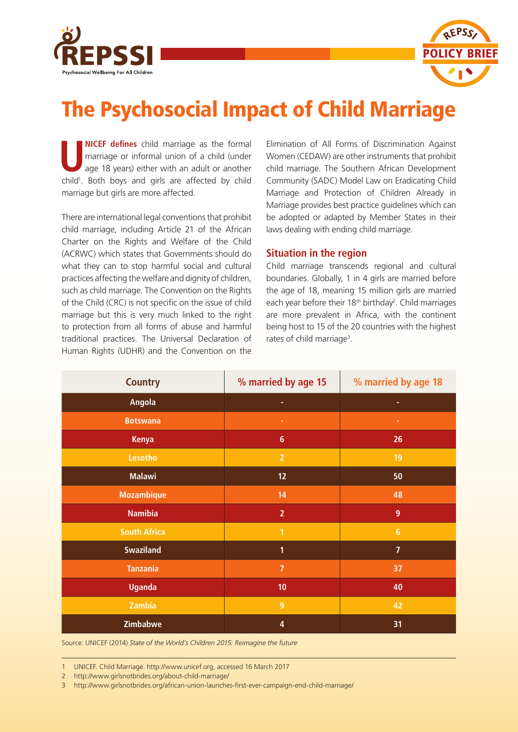# The Psychosocial Impact of Child Marriage

**UNICEF defines** child marriage as the formal marriage or informal union of a child (under age 18 years) either with an adult or another child[1]. Both boys and girls are affected by child marriage but girls are more affected.

There are international legal conventions that prohibit child marriage, including Article 21 of the African Charter on the Rights and Welfare of the Child (ACRWC) which states that Governments should do what they can to stop harmful social and cultural practices affecting the welfare and dignity of children, such as child marriage. The Convention on the Rights of the Child (CRC) is not specific on the issue of child marriage but this is very much linked to the right to protection from all forms of abuse and harmful traditional practices. The Universal Declaration of Human Rights (UDHR) and the Convention on the Elimination of All Forms of Discrimination Against Women (CEDAW) are other instruments that prohibit child marriage. The Southern African Development Community (SADC) Model Law on Eradicating Child Marriage and Protection of Children Already in Marriage provides best practice guidelines which can be adopted or adapted by Member States in their laws dealing with ending child marriage.

## Situation in the region

Child marriage transcends regional and cultural boundaries. Globally, 1 in 4 girls are married before the age of 18, meaning 15 million girls are married each year before their 18th birthday[2]. Child marriages are more prevalent in Africa, with the continent being host to 15 of the 20 countries with the highest rates of child marriage[3].

| Country | % married by age 15 | % married by age 18 |
|---|---|---|
| Angola | - | - |
| Botswana | - | - |
| Kenya | 6 | 26 |
| Lesotho | 2 | 19 |
| Malawi | 12 | 50 |
| Mozambique | 14 | 48 |
| Namibia | 2 | 9 |
| South Africa | 1 | 6 |
| Swaziland | 1 | 7 |
| Tanzania | 7 | 37 |
| Uganda | 10 | 40 |
| Zambia | 9 | 42 |
| Zimbabwe | 4 | 31 |

Source: UNICEF (2014) *State of the World's Children 2015: Reimagine the future*

1 UNICEF. Child Marriage. http://www.unicef.org, accessed 16 March 2017

2 http://www.girlsnotbrides.org/about-child-marriage/

3 http://www.girlsnotbrides.org/african-union-launches-first-ever-campaign-end-child-marriage/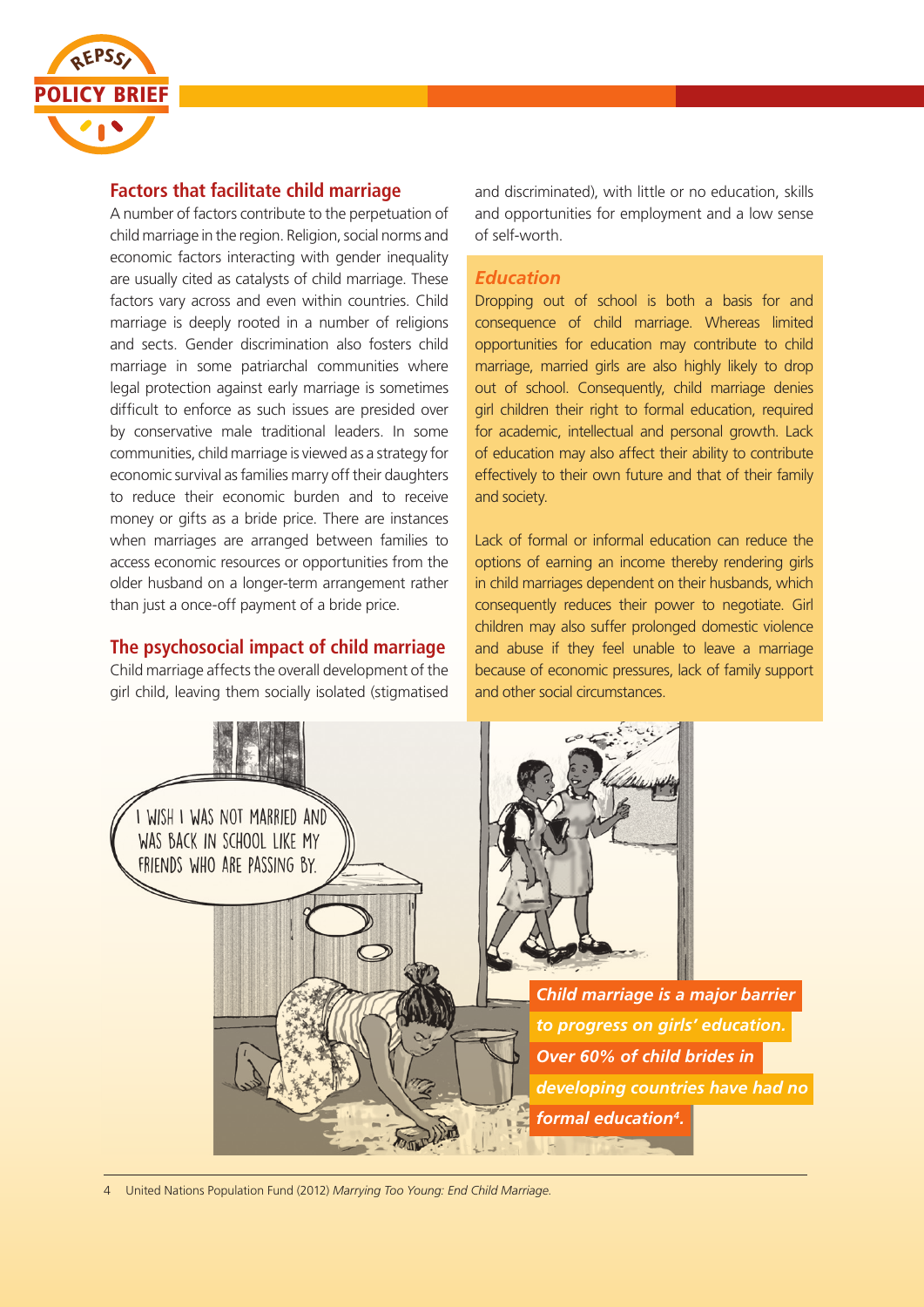## Factors that facilitate child marriage

A number of factors contribute to the perpetuation of child marriage in the region. Religion, social norms and economic factors interacting with gender inequality are usually cited as catalysts of child marriage. These factors vary across and even within countries. Child marriage is deeply rooted in a number of religions and sects. Gender discrimination also fosters child marriage in some patriarchal communities where legal protection against early marriage is sometimes difficult to enforce as such issues are presided over by conservative male traditional leaders. In some communities, child marriage is viewed as a strategy for economic survival as families marry off their daughters to reduce their economic burden and to receive money or gifts as a bride price. There are instances when marriages are arranged between families to access economic resources or opportunities from the older husband on a longer-term arrangement rather than just a once-off payment of a bride price.

## The psychosocial impact of child marriage

Child marriage affects the overall development of the girl child, leaving them socially isolated (stigmatised and discriminated), with little or no education, skills and opportunities for employment and a low sense of self-worth.

### *Education*

Dropping out of school is both a basis for and consequence of child marriage. Whereas limited opportunities for education may contribute to child marriage, married girls are also highly likely to drop out of school. Consequently, child marriage denies girl children their right to formal education, required for academic, intellectual and personal growth. Lack of education may also affect their ability to contribute effectively to their own future and that of their family and society.

Lack of formal or informal education can reduce the options of earning an income thereby rendering girls in child marriages dependent on their husbands, which consequently reduces their power to negotiate. Girl children may also suffer prolonged domestic violence and abuse if they feel unable to leave a marriage because of economic pressures, lack of family support and other social circumstances.

I WISH I WAS NOT MARRIED AND WAS BACK IN SCHOOL LIKE MY FRIENDS WHO ARE PASSING BY.

***Child marriage is a major barrier to progress on girls' education. Over 60% of child brides in developing countries have had no formal education[4].***

4 United Nations Population Fund (2012) *Marrying Too Young: End Child Marriage*.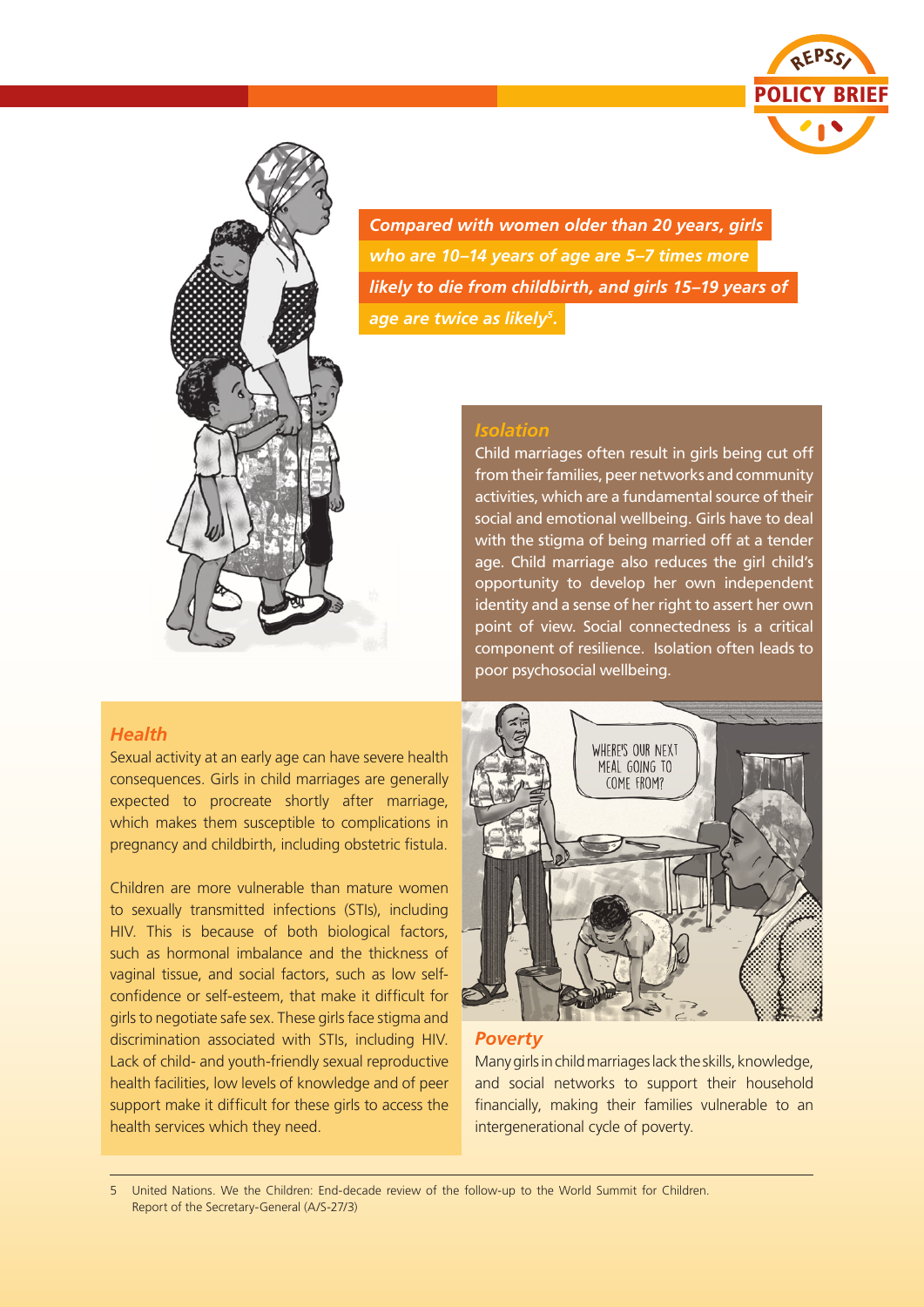***Compared with women older than 20 years, girls who are 10–14 years of age are 5–7 times more likely to die from childbirth, and girls 15–19 years of age are twice as likely[5].***

### *Isolation*

Child marriages often result in girls being cut off from their families, peer networks and community activities, which are a fundamental source of their social and emotional wellbeing. Girls have to deal with the stigma of being married off at a tender age. Child marriage also reduces the girl child's opportunity to develop her own independent identity and a sense of her right to assert her own point of view. Social connectedness is a critical component of resilience. Isolation often leads to poor psychosocial wellbeing.

### *Health*

Sexual activity at an early age can have severe health consequences. Girls in child marriages are generally expected to procreate shortly after marriage, which makes them susceptible to complications in pregnancy and childbirth, including obstetric fistula.

Children are more vulnerable than mature women to sexually transmitted infections (STIs), including HIV. This is because of both biological factors, such as hormonal imbalance and the thickness of vaginal tissue, and social factors, such as low self-confidence or self-esteem, that make it difficult for girls to negotiate safe sex. These girls face stigma and discrimination associated with STIs, including HIV. Lack of child- and youth-friendly sexual reproductive health facilities, low levels of knowledge and of peer support make it difficult for these girls to access the health services which they need.

### *Poverty*

Many girls in child marriages lack the skills, knowledge, and social networks to support their household financially, making their families vulnerable to an intergenerational cycle of poverty.

---

5 United Nations. We the Children: End-decade review of the follow-up to the World Summit for Children. Report of the Secretary-General (A/S-27/3)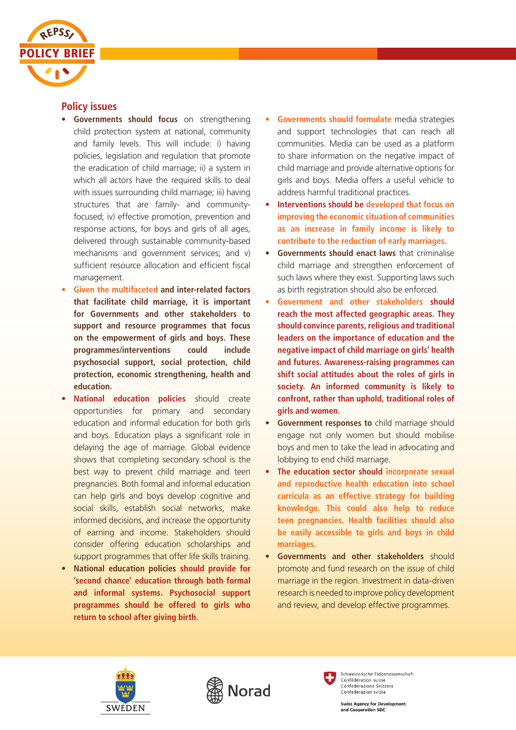## Policy issues

- **Governments should focus** on strengthening child protection system at national, community and family levels. This will include: i) having policies, legislation and regulation that promote the eradication of child marriage; ii) a system in which all actors have the required skills to deal with issues surrounding child marriage; iii) having structures that are family- and community-focused; iv) effective promotion, prevention and response actions, for boys and girls of all ages, delivered through sustainable community-based mechanisms and government services; and v) sufficient resource allocation and efficient fiscal management.
- **Given the multifaceted and inter-related factors that facilitate child marriage, it is important for Governments and other stakeholders to support and resource programmes that focus on the empowerment of girls and boys. These programmes/interventions could include psychosocial support, social protection, child protection, economic strengthening, health and education.**
- **National education policies** should create opportunities for primary and secondary education and informal education for both girls and boys. Education plays a significant role in delaying the age of marriage. Global evidence shows that completing secondary school is the best way to prevent child marriage and teen pregnancies. Both formal and informal education can help girls and boys develop cognitive and social skills, establish social networks, make informed decisions, and increase the opportunity of earning and income. Stakeholders should consider offering education scholarships and support programmes that offer life skills training.
- **National education policies should provide for 'second chance' education through both formal and informal systems. Psychosocial support programmes should be offered to girls who return to school after giving birth.**
- **Governments should formulate** media strategies and support technologies that can reach all communities. Media can be used as a platform to share information on the negative impact of child marriage and provide alternative options for girls and boys. Media offers a useful vehicle to address harmful traditional practices.
- **Interventions should be developed that focus on improving the economic situation of communities as an increase in family income is likely to contribute to the reduction of early marriages.**
- **Governments should enact laws** that criminalise child marriage and strengthen enforcement of such laws where they exist. Supporting laws such as birth registration should also be enforced.
- **Government and other stakeholders should reach the most affected geographic areas. They should convince parents, religious and traditional leaders on the importance of education and the negative impact of child marriage on girls' health and futures. Awareness-raising programmes can shift social attitudes about the roles of girls in society. An informed community is likely to confront, rather than uphold, traditional roles of girls and women.**
- **Government responses to** child marriage should engage not only women but should mobilise boys and men to take the lead in advocating and lobbying to end child marriage.
- **The education sector should incorporate sexual and reproductive health education into school curricula as an effective strategy for building knowledge. This could also help to reduce teen pregnancies. Health facilities should also be easily accessible to girls and boys in child marriages.**
- **Governments and other stakeholders** should promote and fund research on the issue of child marriage in the region. Investment in data-driven research is needed to improve policy development and review, and develop effective programmes.

SWEDEN

Norad

Schweizerische Eidgenossenschaft
Confédération suisse
Confederazione Svizzera
Confederaziun svizra

Swiss Agency for Development and Cooperation SDC